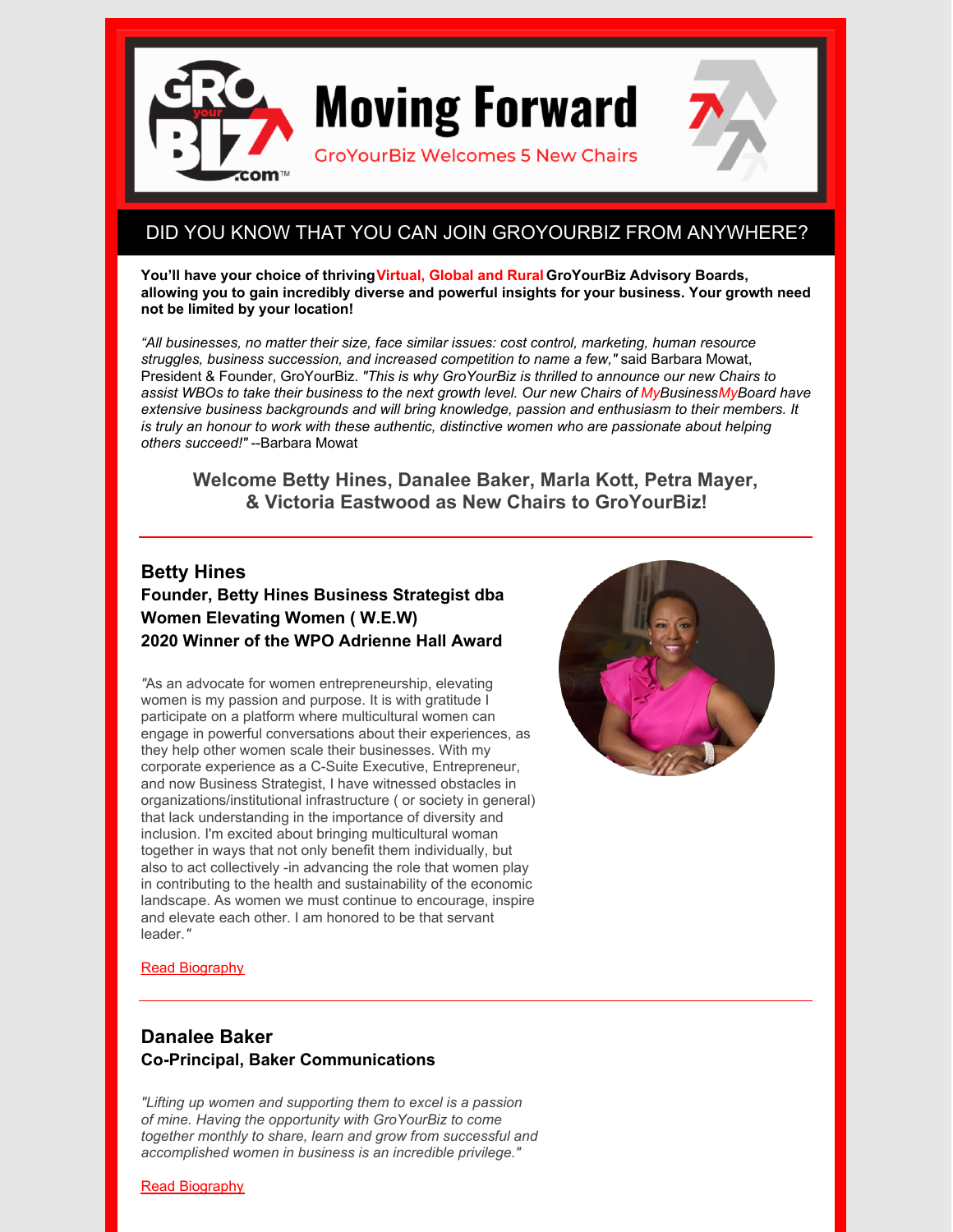# Moving Forward

GroYourBiz Welcomes 5 New Chairs

## DID YOU KNOW THAT YOU CAN JOIN GROYOURBIZ FROM ANYWHERE?

**You'll have your choice of thriving Virtual, Global and Rural GroYourBiz Advisory Boards, allowing you to gain incredibly diverse and powerful insights for your business. Your growth need not be limited by your location!**

*"All businesses, no matter their size, face similar issues: cost control, marketing, human resource struggles, business succession, and increased competition to name a few,"* said Barbara Mowat, President & Founder, GroYourBiz. *"This is why GroYourBiz is thrilled to announce our new Chairs to assist WBOs to take their business to the next growth level. Our new Chairs of MyBusinessMyBoard have extensive business backgrounds and will bring knowledge, passion and enthusiasm to their members. It is truly an honour to work with these authentic, distinctive women who are passionate about helping others succeed!"* --Barbara Mowat

### Welcome Betty Hines, Danalee Baker, Marla Kott, Petra Mayer, & Victoria Eastwood as New Chairs to GroYourBiz!

---

### Betty Hines

**Founder, Betty Hines Business Strategist dba Women Elevating Women ( W.E.W)**
**2020 Winner of the WPO Adrienne Hall Award**

*"*As an advocate for women entrepreneurship, elevating women is my passion and purpose. It is with gratitude I participate on a platform where multicultural women can engage in powerful conversations about their experiences, as they help other women scale their businesses. With my corporate experience as a C-Suite Executive, Entrepreneur, and now Business Strategist, I have witnessed obstacles in organizations/institutional infrastructure ( or society in general) that lack understanding in the importance of diversity and inclusion. I'm excited about bringing multicultural woman together in ways that not only benefit them individually, but also to act collectively -in advancing the role that women play in contributing to the health and sustainability of the economic landscape. As women we must continue to encourage, inspire and elevate each other. I am honored to be that servant leader.*"*

Read Biography

---

### Danalee Baker

**Co-Principal, Baker Communications**

*"Lifting up women and supporting them to excel is a passion of mine. Having the opportunity with GroYourBiz to come together monthly to share, learn and grow from successful and accomplished women in business is an incredible privilege."*

Read Biography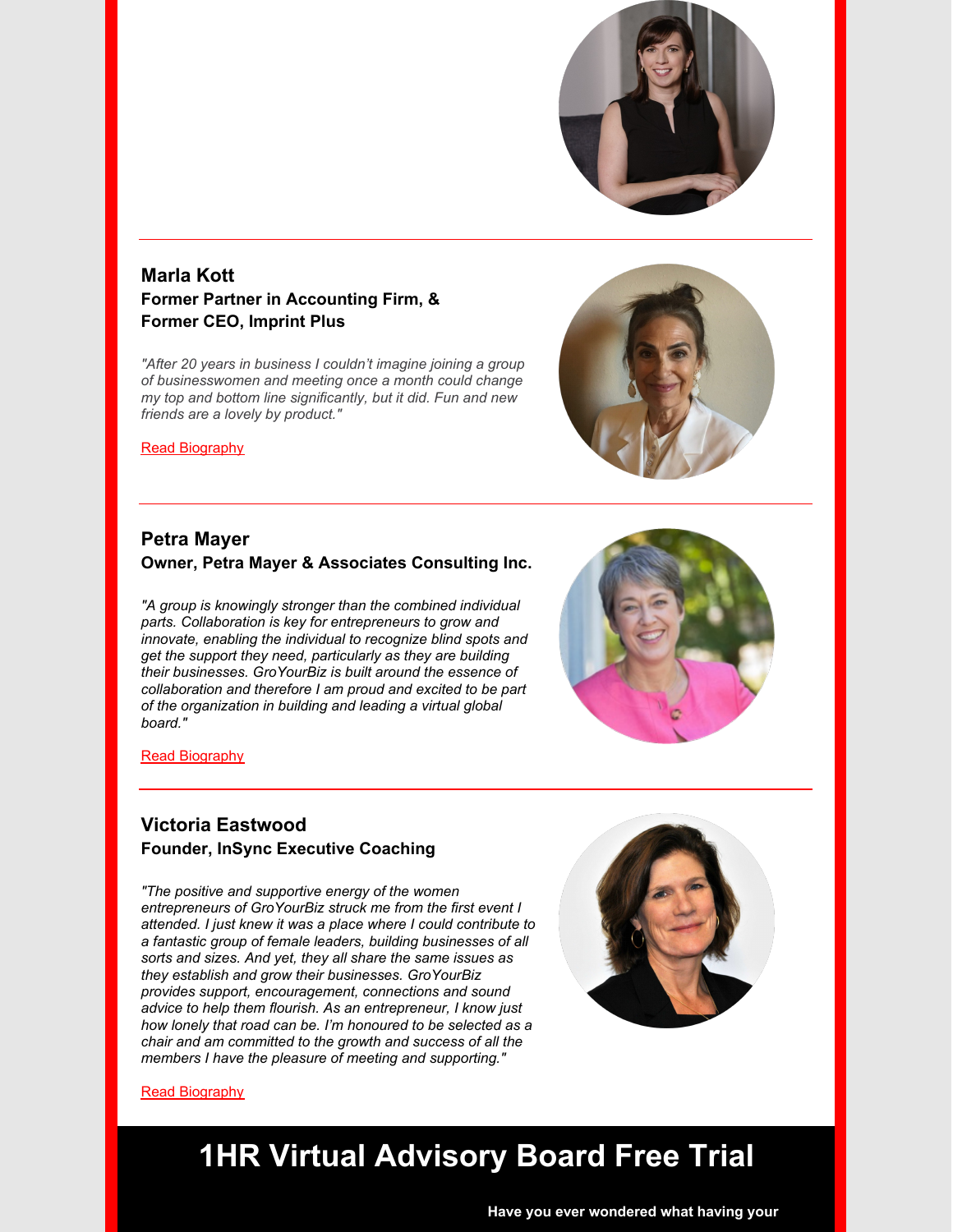---

### Marla Kott

**Former Partner in Accounting Firm, &**
**Former CEO, Imprint Plus**

*"After 20 years in business I couldn't imagine joining a group of businesswomen and meeting once a month could change my top and bottom line significantly, but it did. Fun and new friends are a lovely by product."*

Read Biography

---

### Petra Mayer

**Owner, Petra Mayer & Associates Consulting Inc.**

*"A group is knowingly stronger than the combined individual parts. Collaboration is key for entrepreneurs to grow and innovate, enabling the individual to recognize blind spots and get the support they need, particularly as they are building their businesses. GroYourBiz is built around the essence of collaboration and therefore I am proud and excited to be part of the organization in building and leading a virtual global board."*

Read Biography

---

### Victoria Eastwood

**Founder, InSync Executive Coaching**

*"The positive and supportive energy of the women entrepreneurs of GroYourBiz struck me from the first event I attended. I just knew it was a place where I could contribute to a fantastic group of female leaders, building businesses of all sorts and sizes. And yet, they all share the same issues as they establish and grow their businesses. GroYourBiz provides support, encouragement, connections and sound advice to help them flourish. As an entrepreneur, I know just how lonely that road can be. I'm honoured to be selected as a chair and am committed to the growth and success of all the members I have the pleasure of meeting and supporting."*

Read Biography

# 1HR Virtual Advisory Board Free Trial

**Have you ever wondered what having your**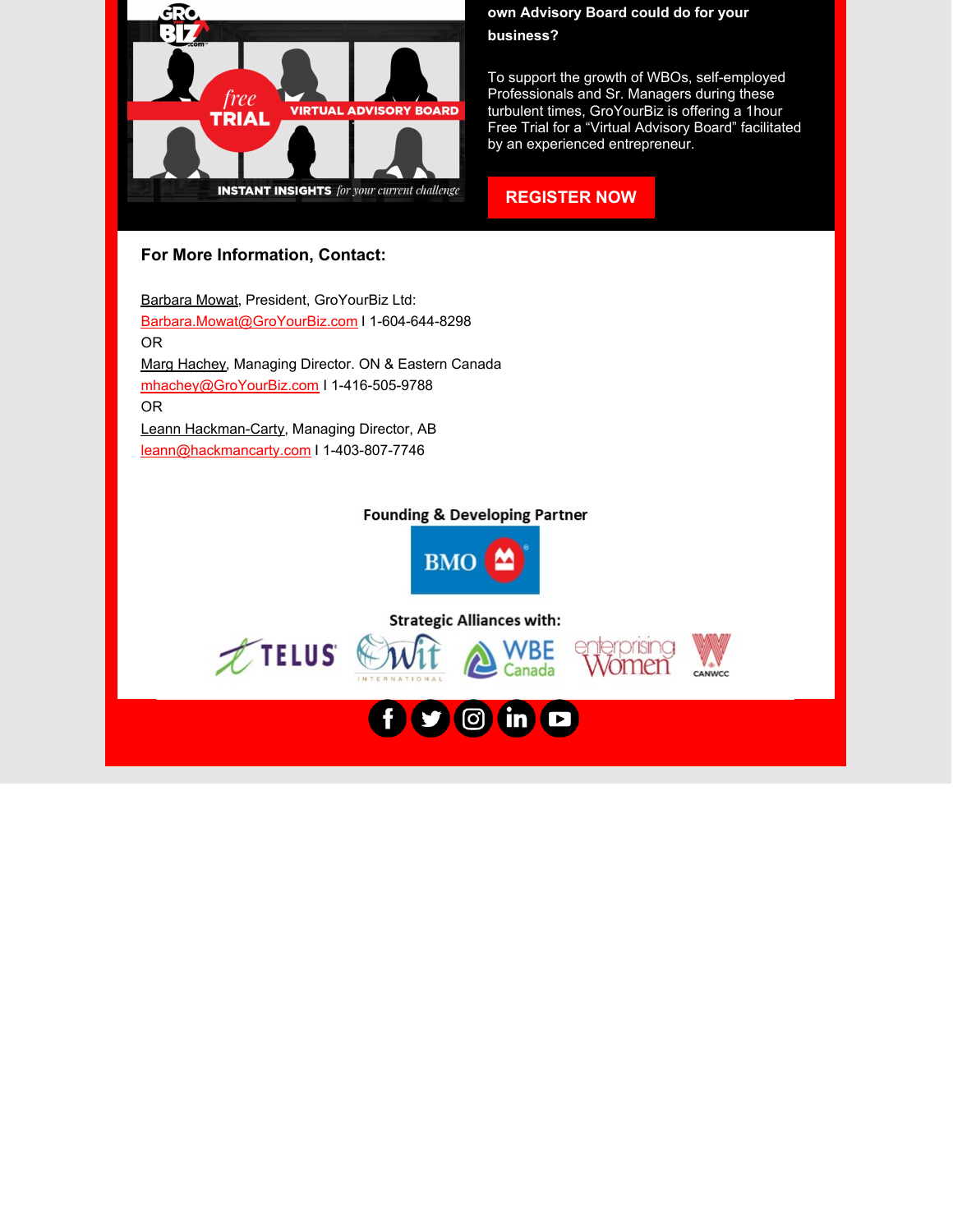own Advisory Board could do for your business?

To support the growth of WBOs, self-employed Professionals and Sr. Managers during these turbulent times, GroYourBiz is offering a 1hour Free Trial for a "Virtual Advisory Board" facilitated by an experienced entrepreneur.

REGISTER NOW

**For More Information, Contact:**

Barbara Mowat, President, GroYourBiz Ltd:
Barbara.Mowat@GroYourBiz.com I 1-604-644-8298
OR
Marg Hachey, Managing Director. ON & Eastern Canada
mhachey@GroYourBiz.com I 1-416-505-9788
OR
Leann Hackman-Carty, Managing Director, AB
leann@hackmancarty.com I 1-403-807-7746

**Founding & Developing Partner**

**Strategic Alliances with:**